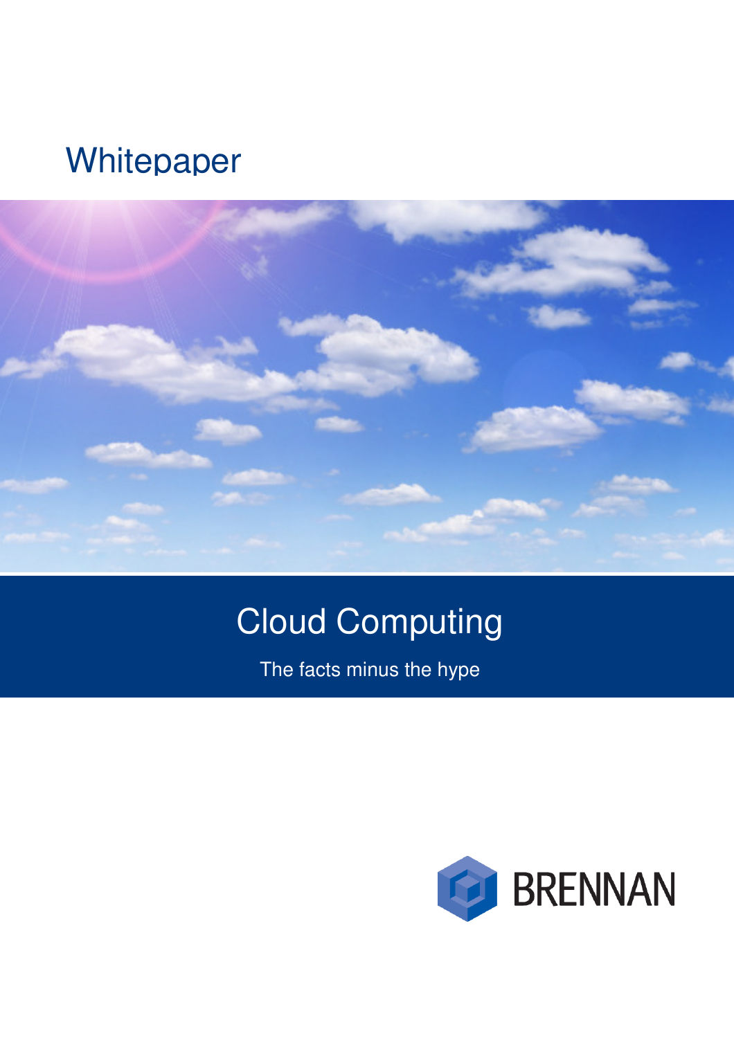Whitepaper

# Cloud Computing

The facts minus the hype

BRENNAN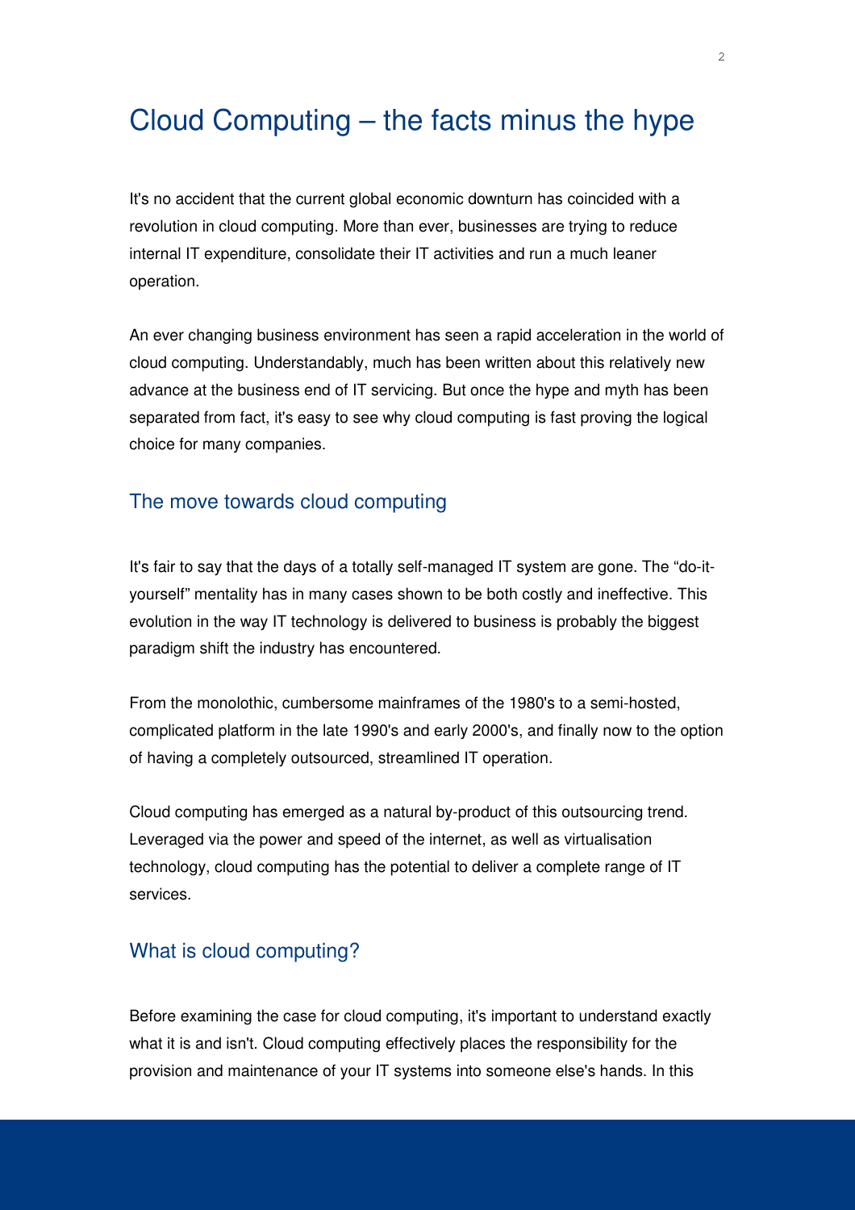# Cloud Computing – the facts minus the hype

It's no accident that the current global economic downturn has coincided with a revolution in cloud computing. More than ever, businesses are trying to reduce internal IT expenditure, consolidate their IT activities and run a much leaner operation.

An ever changing business environment has seen a rapid acceleration in the world of cloud computing. Understandably, much has been written about this relatively new advance at the business end of IT servicing. But once the hype and myth has been separated from fact, it's easy to see why cloud computing is fast proving the logical choice for many companies.

## The move towards cloud computing

It's fair to say that the days of a totally self-managed IT system are gone. The "do-it-yourself" mentality has in many cases shown to be both costly and ineffective. This evolution in the way IT technology is delivered to business is probably the biggest paradigm shift the industry has encountered.

From the monolothic, cumbersome mainframes of the 1980's to a semi-hosted, complicated platform in the late 1990's and early 2000's, and finally now to the option of having a completely outsourced, streamlined IT operation.

Cloud computing has emerged as a natural by-product of this outsourcing trend. Leveraged via the power and speed of the internet, as well as virtualisation technology, cloud computing has the potential to deliver a complete range of IT services.

## What is cloud computing?

Before examining the case for cloud computing, it's important to understand exactly what it is and isn't. Cloud computing effectively places the responsibility for the provision and maintenance of your IT systems into someone else's hands. In this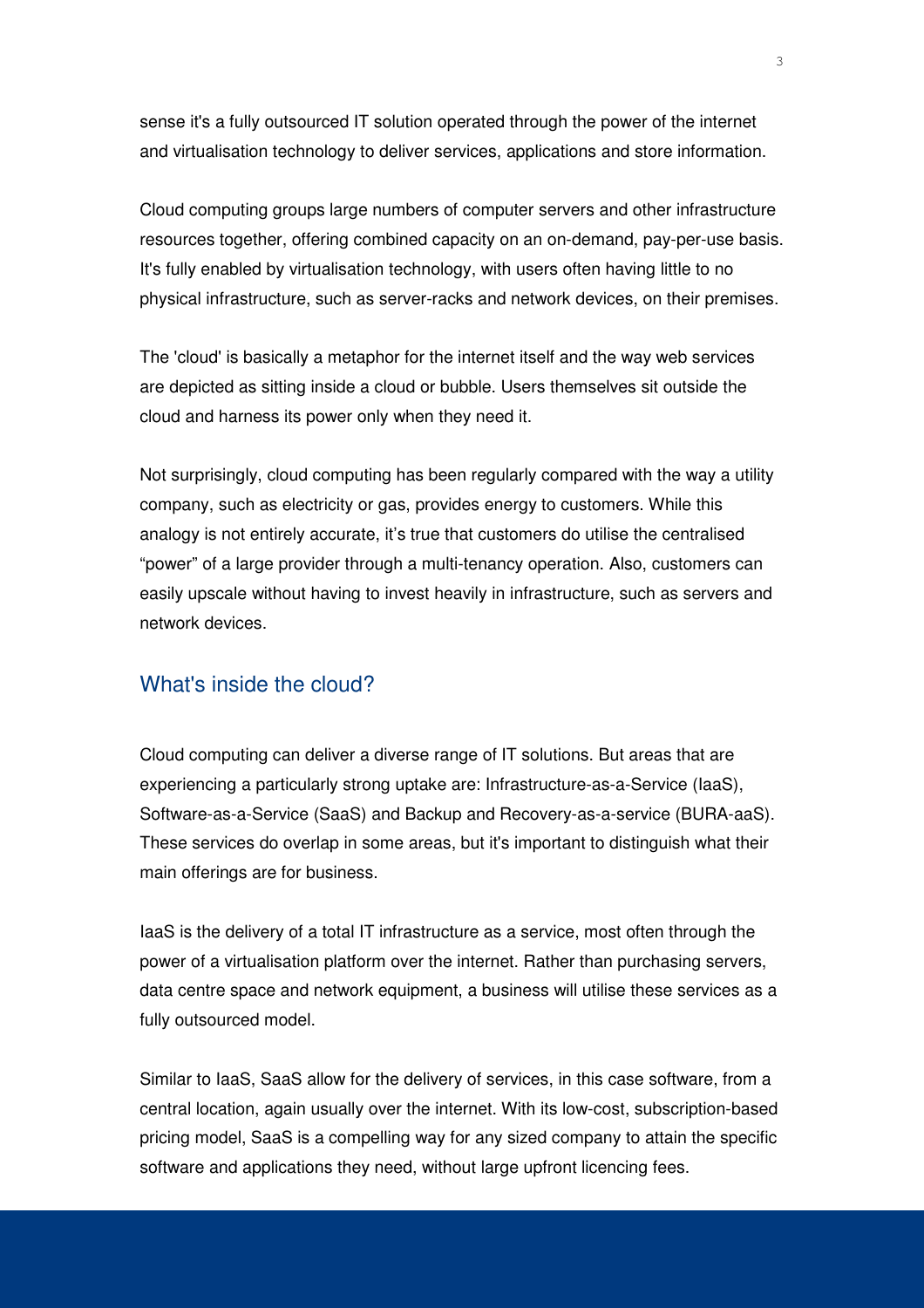sense it's a fully outsourced IT solution operated through the power of the internet and virtualisation technology to deliver services, applications and store information.

Cloud computing groups large numbers of computer servers and other infrastructure resources together, offering combined capacity on an on-demand, pay-per-use basis. It's fully enabled by virtualisation technology, with users often having little to no physical infrastructure, such as server-racks and network devices, on their premises.

The 'cloud' is basically a metaphor for the internet itself and the way web services are depicted as sitting inside a cloud or bubble. Users themselves sit outside the cloud and harness its power only when they need it.

Not surprisingly, cloud computing has been regularly compared with the way a utility company, such as electricity or gas, provides energy to customers. While this analogy is not entirely accurate, it's true that customers do utilise the centralised "power" of a large provider through a multi-tenancy operation. Also, customers can easily upscale without having to invest heavily in infrastructure, such as servers and network devices.

## What's inside the cloud?

Cloud computing can deliver a diverse range of IT solutions. But areas that are experiencing a particularly strong uptake are: Infrastructure-as-a-Service (IaaS), Software-as-a-Service (SaaS) and Backup and Recovery-as-a-service (BURA-aaS). These services do overlap in some areas, but it's important to distinguish what their main offerings are for business.

IaaS is the delivery of a total IT infrastructure as a service, most often through the power of a virtualisation platform over the internet. Rather than purchasing servers, data centre space and network equipment, a business will utilise these services as a fully outsourced model.

Similar to IaaS, SaaS allow for the delivery of services, in this case software, from a central location, again usually over the internet. With its low-cost, subscription-based pricing model, SaaS is a compelling way for any sized company to attain the specific software and applications they need, without large upfront licencing fees.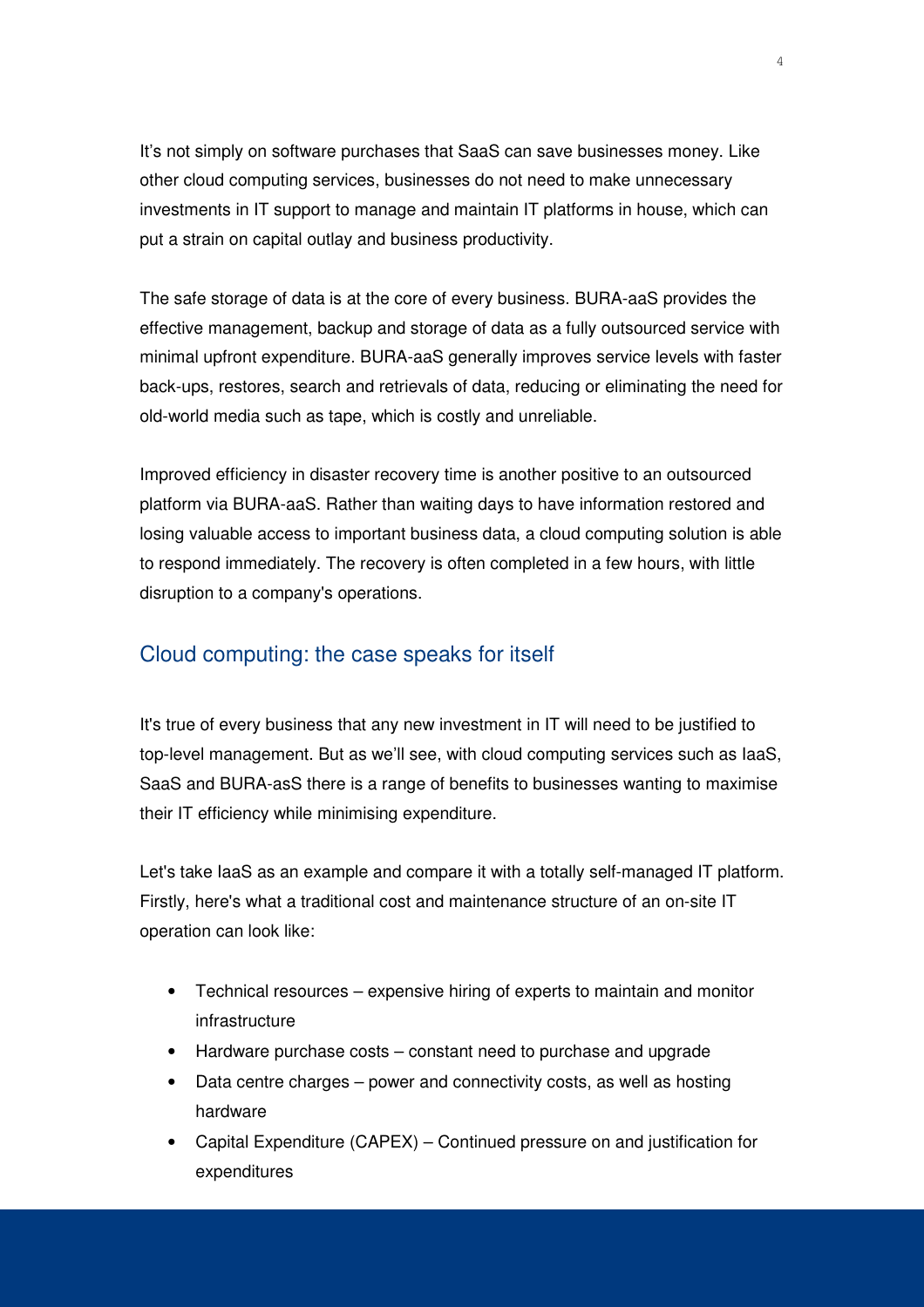It's not simply on software purchases that SaaS can save businesses money. Like other cloud computing services, businesses do not need to make unnecessary investments in IT support to manage and maintain IT platforms in house, which can put a strain on capital outlay and business productivity.

The safe storage of data is at the core of every business. BURA-aaS provides the effective management, backup and storage of data as a fully outsourced service with minimal upfront expenditure. BURA-aaS generally improves service levels with faster back-ups, restores, search and retrievals of data, reducing or eliminating the need for old-world media such as tape, which is costly and unreliable.

Improved efficiency in disaster recovery time is another positive to an outsourced platform via BURA-aaS. Rather than waiting days to have information restored and losing valuable access to important business data, a cloud computing solution is able to respond immediately. The recovery is often completed in a few hours, with little disruption to a company's operations.

## Cloud computing: the case speaks for itself

It's true of every business that any new investment in IT will need to be justified to top-level management. But as we'll see, with cloud computing services such as IaaS, SaaS and BURA-asS there is a range of benefits to businesses wanting to maximise their IT efficiency while minimising expenditure.

Let's take IaaS as an example and compare it with a totally self-managed IT platform. Firstly, here's what a traditional cost and maintenance structure of an on-site IT operation can look like:

- Technical resources – expensive hiring of experts to maintain and monitor infrastructure
- Hardware purchase costs – constant need to purchase and upgrade
- Data centre charges – power and connectivity costs, as well as hosting hardware
- Capital Expenditure (CAPEX) – Continued pressure on and justification for expenditures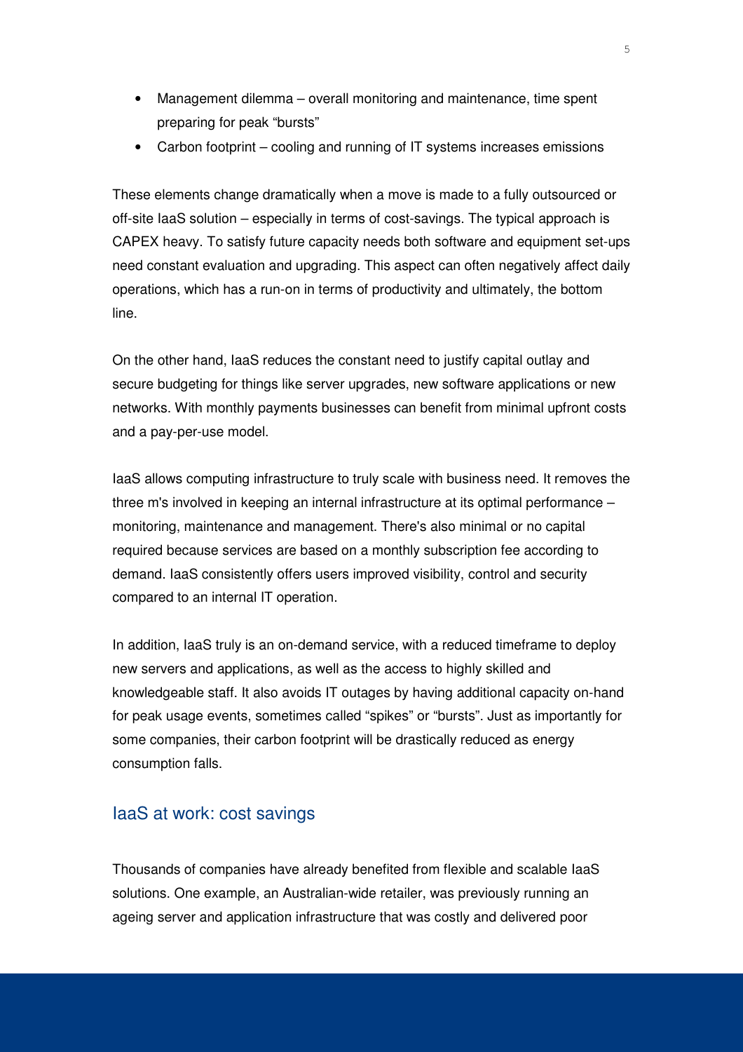- Management dilemma – overall monitoring and maintenance, time spent preparing for peak "bursts"
- Carbon footprint – cooling and running of IT systems increases emissions

These elements change dramatically when a move is made to a fully outsourced or off-site IaaS solution – especially in terms of cost-savings. The typical approach is CAPEX heavy. To satisfy future capacity needs both software and equipment set-ups need constant evaluation and upgrading. This aspect can often negatively affect daily operations, which has a run-on in terms of productivity and ultimately, the bottom line.

On the other hand, IaaS reduces the constant need to justify capital outlay and secure budgeting for things like server upgrades, new software applications or new networks. With monthly payments businesses can benefit from minimal upfront costs and a pay-per-use model.

IaaS allows computing infrastructure to truly scale with business need. It removes the three m's involved in keeping an internal infrastructure at its optimal performance – monitoring, maintenance and management. There's also minimal or no capital required because services are based on a monthly subscription fee according to demand. IaaS consistently offers users improved visibility, control and security compared to an internal IT operation.

In addition, IaaS truly is an on-demand service, with a reduced timeframe to deploy new servers and applications, as well as the access to highly skilled and knowledgeable staff. It also avoids IT outages by having additional capacity on-hand for peak usage events, sometimes called "spikes" or "bursts". Just as importantly for some companies, their carbon footprint will be drastically reduced as energy consumption falls.

## IaaS at work: cost savings

Thousands of companies have already benefited from flexible and scalable IaaS solutions. One example, an Australian-wide retailer, was previously running an ageing server and application infrastructure that was costly and delivered poor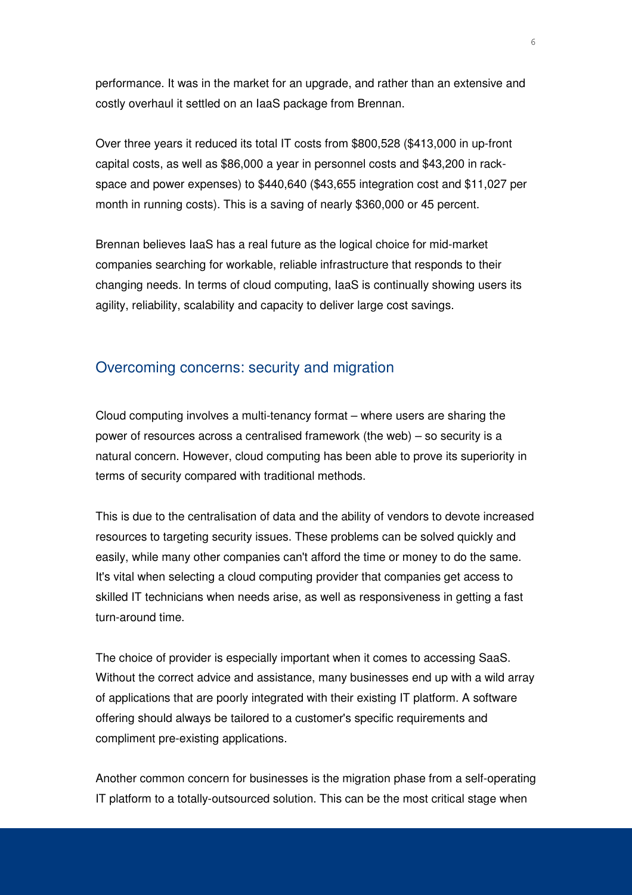performance. It was in the market for an upgrade, and rather than an extensive and costly overhaul it settled on an IaaS package from Brennan.

Over three years it reduced its total IT costs from $800,528 ($413,000 in up-front capital costs, as well as $86,000 a year in personnel costs and $43,200 in rack-space and power expenses) to $440,640 ($43,655 integration cost and $11,027 per month in running costs). This is a saving of nearly $360,000 or 45 percent.

Brennan believes IaaS has a real future as the logical choice for mid-market companies searching for workable, reliable infrastructure that responds to their changing needs. In terms of cloud computing, IaaS is continually showing users its agility, reliability, scalability and capacity to deliver large cost savings.

## Overcoming concerns: security and migration

Cloud computing involves a multi-tenancy format – where users are sharing the power of resources across a centralised framework (the web) – so security is a natural concern. However, cloud computing has been able to prove its superiority in terms of security compared with traditional methods.

This is due to the centralisation of data and the ability of vendors to devote increased resources to targeting security issues. These problems can be solved quickly and easily, while many other companies can't afford the time or money to do the same. It's vital when selecting a cloud computing provider that companies get access to skilled IT technicians when needs arise, as well as responsiveness in getting a fast turn-around time.

The choice of provider is especially important when it comes to accessing SaaS. Without the correct advice and assistance, many businesses end up with a wild array of applications that are poorly integrated with their existing IT platform. A software offering should always be tailored to a customer's specific requirements and compliment pre-existing applications.

Another common concern for businesses is the migration phase from a self-operating IT platform to a totally-outsourced solution. This can be the most critical stage when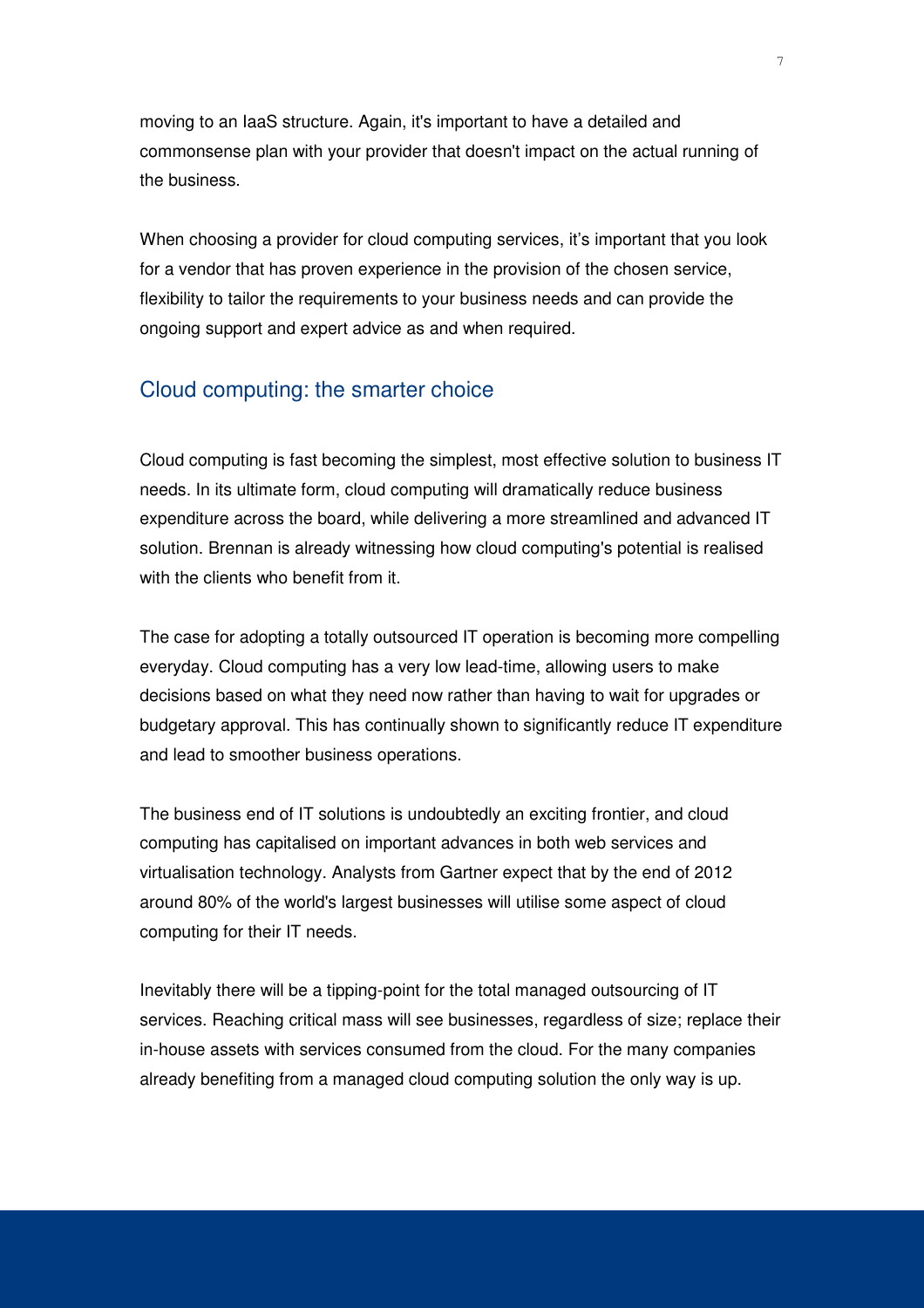moving to an IaaS structure. Again, it's important to have a detailed and commonsense plan with your provider that doesn't impact on the actual running of the business.

When choosing a provider for cloud computing services, it's important that you look for a vendor that has proven experience in the provision of the chosen service, flexibility to tailor the requirements to your business needs and can provide the ongoing support and expert advice as and when required.

## Cloud computing: the smarter choice

Cloud computing is fast becoming the simplest, most effective solution to business IT needs. In its ultimate form, cloud computing will dramatically reduce business expenditure across the board, while delivering a more streamlined and advanced IT solution. Brennan is already witnessing how cloud computing's potential is realised with the clients who benefit from it.

The case for adopting a totally outsourced IT operation is becoming more compelling everyday. Cloud computing has a very low lead-time, allowing users to make decisions based on what they need now rather than having to wait for upgrades or budgetary approval. This has continually shown to significantly reduce IT expenditure and lead to smoother business operations.

The business end of IT solutions is undoubtedly an exciting frontier, and cloud computing has capitalised on important advances in both web services and virtualisation technology. Analysts from Gartner expect that by the end of 2012 around 80% of the world's largest businesses will utilise some aspect of cloud computing for their IT needs.

Inevitably there will be a tipping-point for the total managed outsourcing of IT services. Reaching critical mass will see businesses, regardless of size; replace their in-house assets with services consumed from the cloud. For the many companies already benefiting from a managed cloud computing solution the only way is up.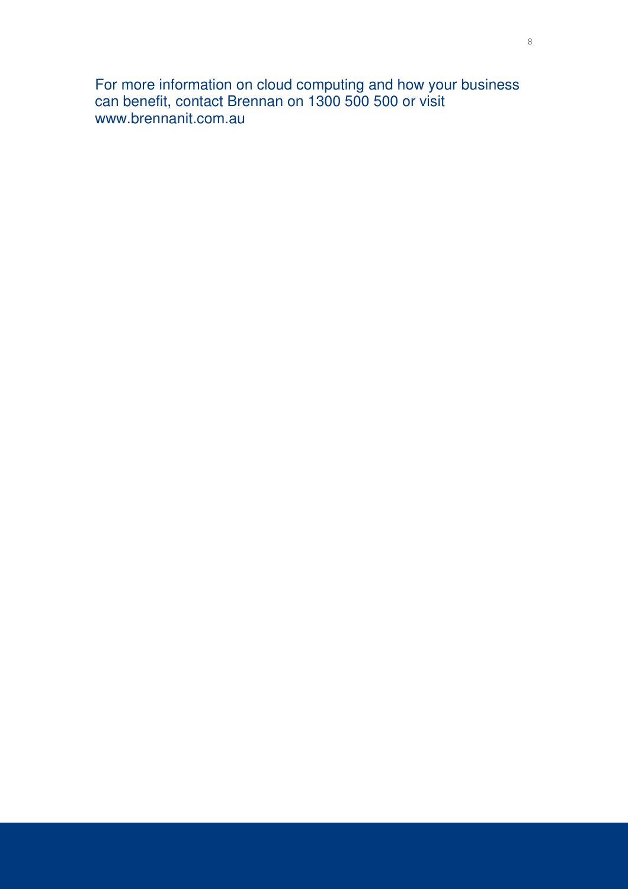For more information on cloud computing and how your business can benefit, contact Brennan on 1300 500 500 or visit www.brennanit.com.au